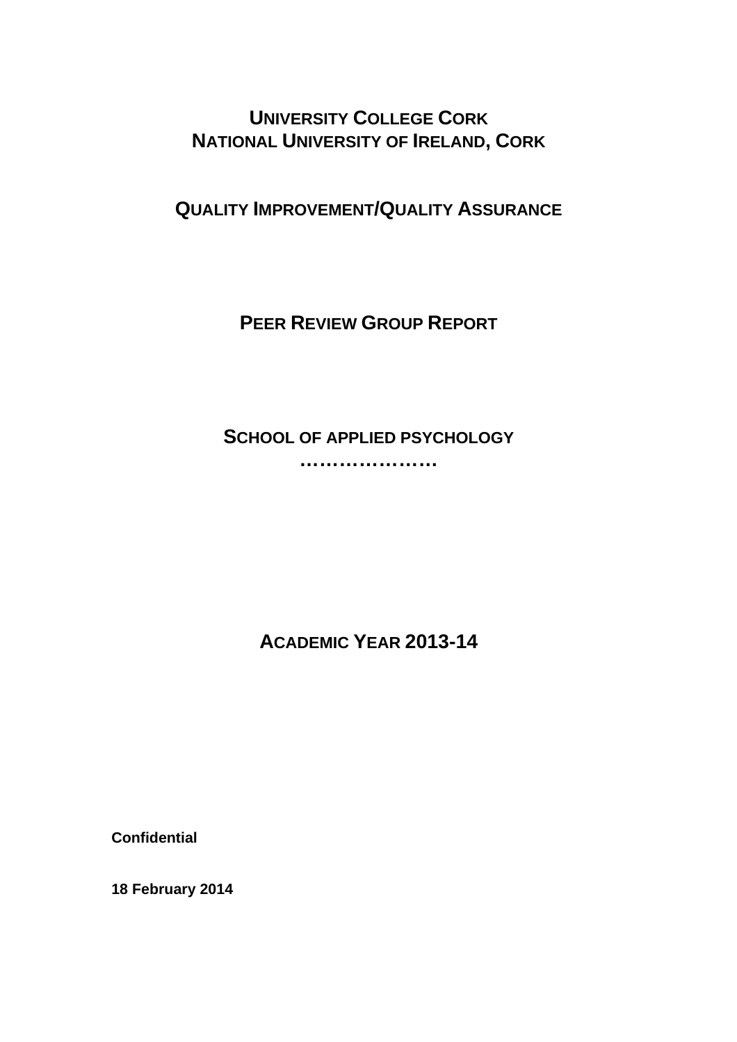# UNIVERSITY COLLEGE CORK
# NATIONAL UNIVERSITY OF IRELAND, CORK

## QUALITY IMPROVEMENT/QUALITY ASSURANCE

## PEER REVIEW GROUP REPORT

## SCHOOL OF APPLIED PSYCHOLOGY

…………………

## ACADEMIC YEAR 2013-14

**Confidential**

**18 February 2014**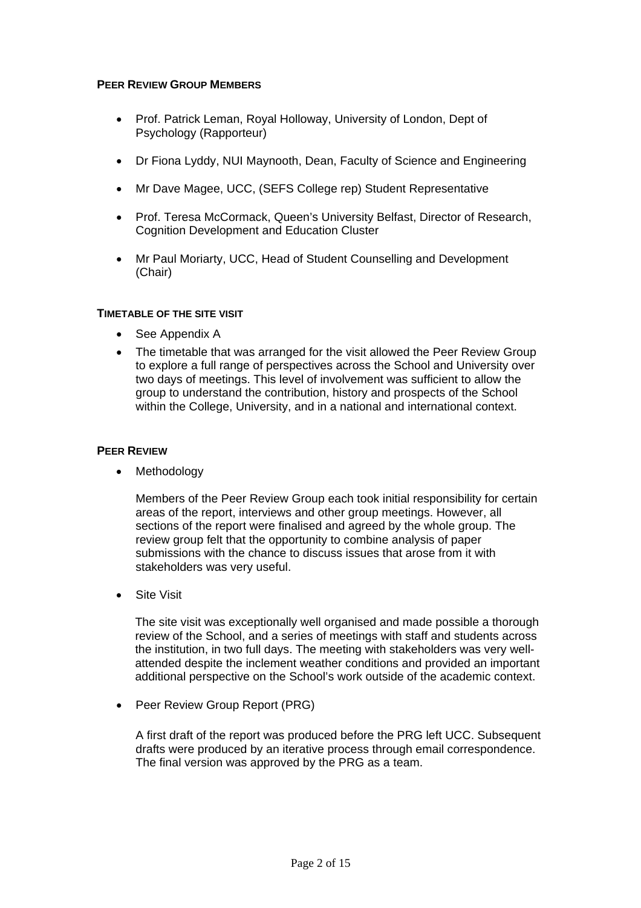## PEER REVIEW GROUP MEMBERS

- Prof. Patrick Leman, Royal Holloway, University of London, Dept of Psychology (Rapporteur)
- Dr Fiona Lyddy, NUI Maynooth, Dean, Faculty of Science and Engineering
- Mr Dave Magee, UCC, (SEFS College rep) Student Representative
- Prof. Teresa McCormack, Queen's University Belfast, Director of Research, Cognition Development and Education Cluster
- Mr Paul Moriarty, UCC, Head of Student Counselling and Development (Chair)

## TIMETABLE OF THE SITE VISIT

- See Appendix A
- The timetable that was arranged for the visit allowed the Peer Review Group to explore a full range of perspectives across the School and University over two days of meetings. This level of involvement was sufficient to allow the group to understand the contribution, history and prospects of the School within the College, University, and in a national and international context.

## PEER REVIEW

- Methodology

  Members of the Peer Review Group each took initial responsibility for certain areas of the report, interviews and other group meetings. However, all sections of the report were finalised and agreed by the whole group. The review group felt that the opportunity to combine analysis of paper submissions with the chance to discuss issues that arose from it with stakeholders was very useful.

- Site Visit

  The site visit was exceptionally well organised and made possible a thorough review of the School, and a series of meetings with staff and students across the institution, in two full days. The meeting with stakeholders was very well-attended despite the inclement weather conditions and provided an important additional perspective on the School's work outside of the academic context.

- Peer Review Group Report (PRG)

  A first draft of the report was produced before the PRG left UCC. Subsequent drafts were produced by an iterative process through email correspondence. The final version was approved by the PRG as a team.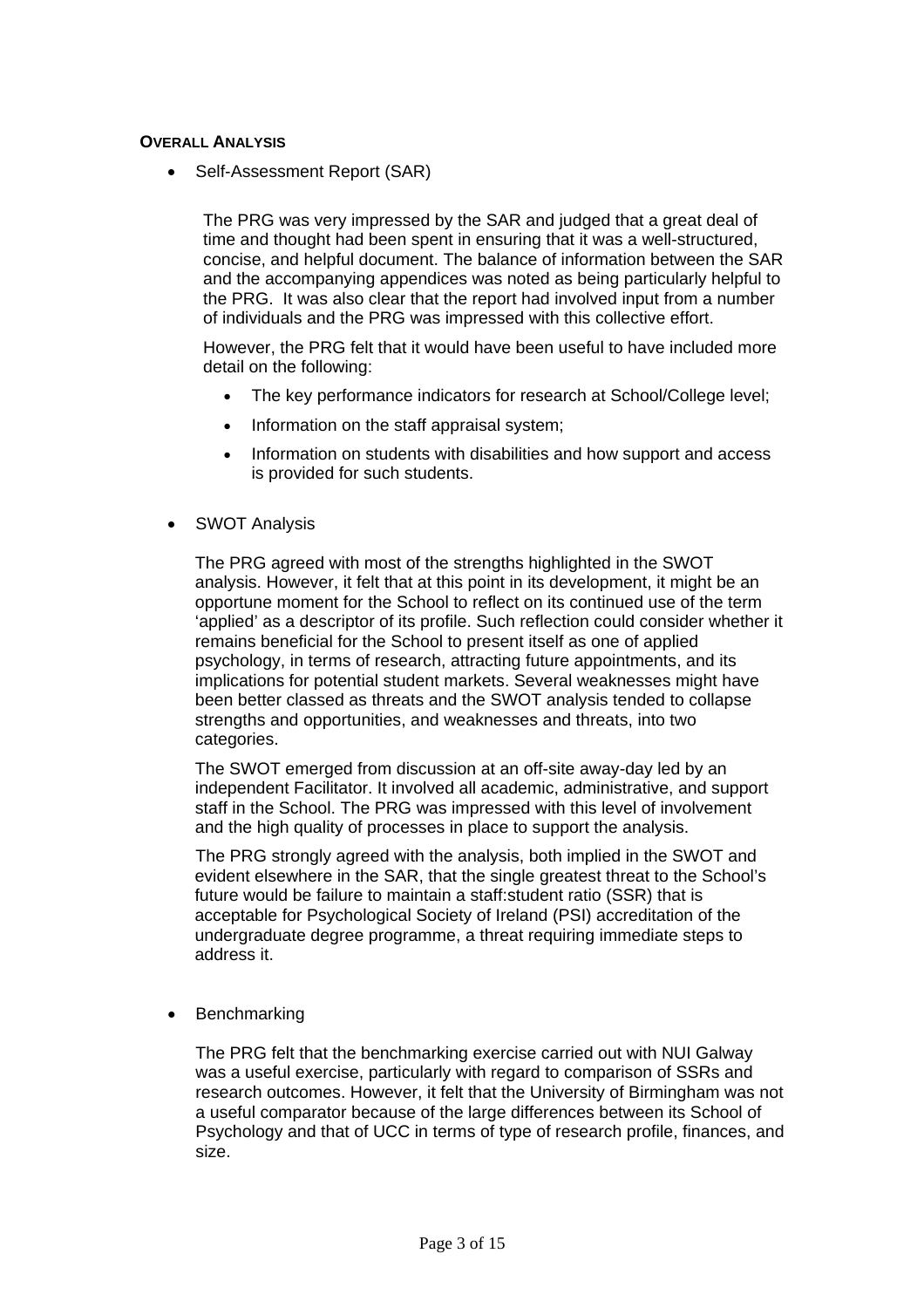## Overall Analysis

- Self-Assessment Report (SAR)

  The PRG was very impressed by the SAR and judged that a great deal of time and thought had been spent in ensuring that it was a well-structured, concise, and helpful document. The balance of information between the SAR and the accompanying appendices was noted as being particularly helpful to the PRG. It was also clear that the report had involved input from a number of individuals and the PRG was impressed with this collective effort.

  However, the PRG felt that it would have been useful to have included more detail on the following:

  - The key performance indicators for research at School/College level;
  - Information on the staff appraisal system;
  - Information on students with disabilities and how support and access is provided for such students.

- SWOT Analysis

  The PRG agreed with most of the strengths highlighted in the SWOT analysis. However, it felt that at this point in its development, it might be an opportune moment for the School to reflect on its continued use of the term 'applied' as a descriptor of its profile. Such reflection could consider whether it remains beneficial for the School to present itself as one of applied psychology, in terms of research, attracting future appointments, and its implications for potential student markets. Several weaknesses might have been better classed as threats and the SWOT analysis tended to collapse strengths and opportunities, and weaknesses and threats, into two categories.

  The SWOT emerged from discussion at an off-site away-day led by an independent Facilitator. It involved all academic, administrative, and support staff in the School. The PRG was impressed with this level of involvement and the high quality of processes in place to support the analysis.

  The PRG strongly agreed with the analysis, both implied in the SWOT and evident elsewhere in the SAR, that the single greatest threat to the School's future would be failure to maintain a staff:student ratio (SSR) that is acceptable for Psychological Society of Ireland (PSI) accreditation of the undergraduate degree programme, a threat requiring immediate steps to address it.

- Benchmarking

  The PRG felt that the benchmarking exercise carried out with NUI Galway was a useful exercise, particularly with regard to comparison of SSRs and research outcomes. However, it felt that the University of Birmingham was not a useful comparator because of the large differences between its School of Psychology and that of UCC in terms of type of research profile, finances, and size.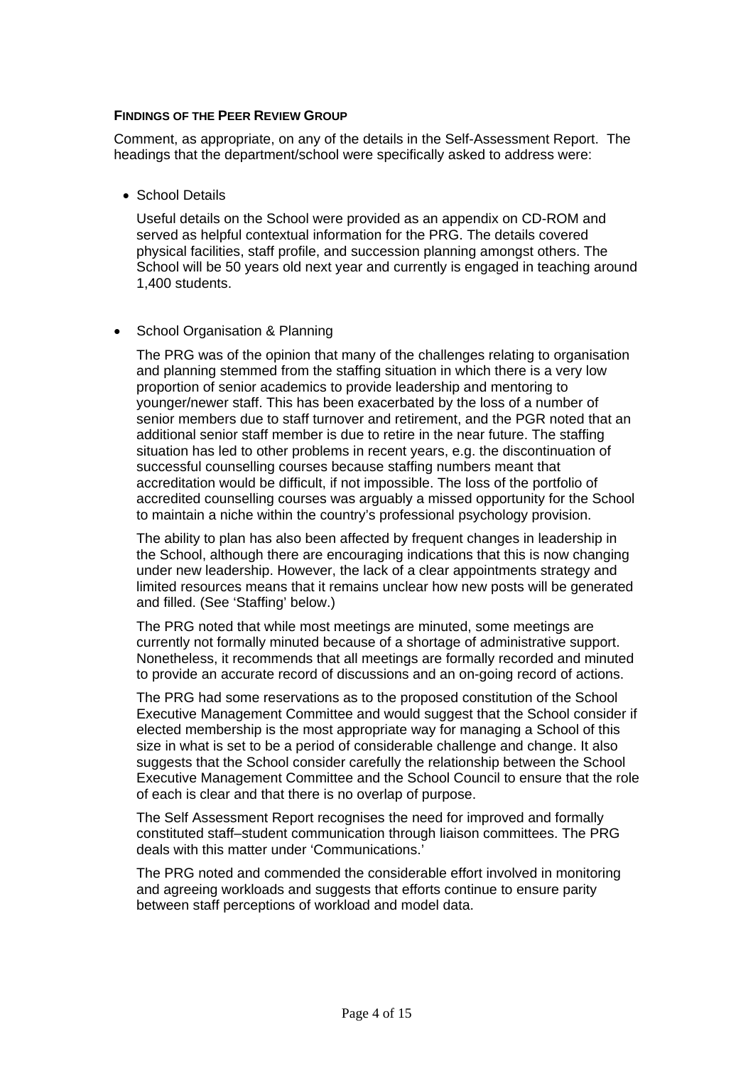**FINDINGS OF THE PEER REVIEW GROUP**

Comment, as appropriate, on any of the details in the Self-Assessment Report. The headings that the department/school were specifically asked to address were:

- School Details

  Useful details on the School were provided as an appendix on CD-ROM and served as helpful contextual information for the PRG. The details covered physical facilities, staff profile, and succession planning amongst others. The School will be 50 years old next year and currently is engaged in teaching around 1,400 students.

- School Organisation & Planning

  The PRG was of the opinion that many of the challenges relating to organisation and planning stemmed from the staffing situation in which there is a very low proportion of senior academics to provide leadership and mentoring to younger/newer staff. This has been exacerbated by the loss of a number of senior members due to staff turnover and retirement, and the PGR noted that an additional senior staff member is due to retire in the near future. The staffing situation has led to other problems in recent years, e.g. the discontinuation of successful counselling courses because staffing numbers meant that accreditation would be difficult, if not impossible. The loss of the portfolio of accredited counselling courses was arguably a missed opportunity for the School to maintain a niche within the country's professional psychology provision.

  The ability to plan has also been affected by frequent changes in leadership in the School, although there are encouraging indications that this is now changing under new leadership. However, the lack of a clear appointments strategy and limited resources means that it remains unclear how new posts will be generated and filled. (See 'Staffing' below.)

  The PRG noted that while most meetings are minuted, some meetings are currently not formally minuted because of a shortage of administrative support. Nonetheless, it recommends that all meetings are formally recorded and minuted to provide an accurate record of discussions and an on-going record of actions.

  The PRG had some reservations as to the proposed constitution of the School Executive Management Committee and would suggest that the School consider if elected membership is the most appropriate way for managing a School of this size in what is set to be a period of considerable challenge and change. It also suggests that the School consider carefully the relationship between the School Executive Management Committee and the School Council to ensure that the role of each is clear and that there is no overlap of purpose.

  The Self Assessment Report recognises the need for improved and formally constituted staff–student communication through liaison committees. The PRG deals with this matter under 'Communications.'

  The PRG noted and commended the considerable effort involved in monitoring and agreeing workloads and suggests that efforts continue to ensure parity between staff perceptions of workload and model data.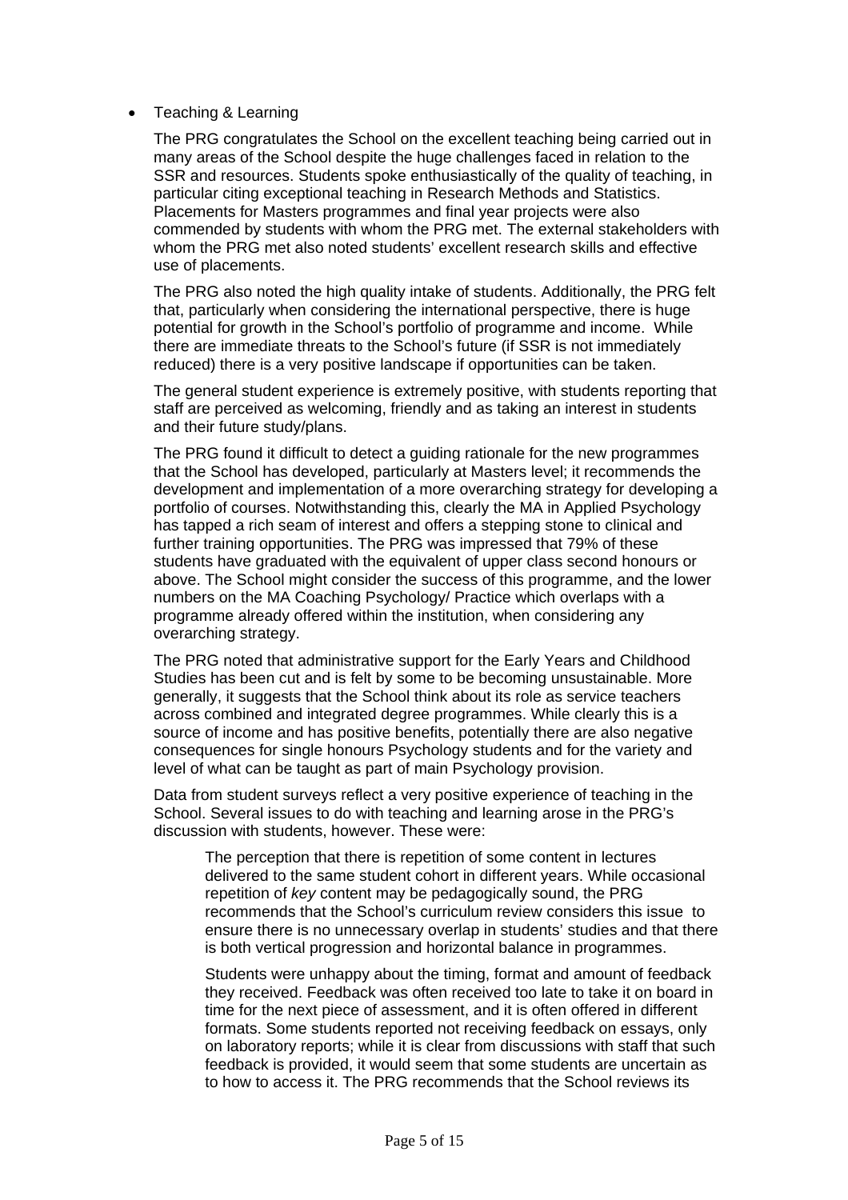- Teaching & Learning

  The PRG congratulates the School on the excellent teaching being carried out in many areas of the School despite the huge challenges faced in relation to the SSR and resources. Students spoke enthusiastically of the quality of teaching, in particular citing exceptional teaching in Research Methods and Statistics. Placements for Masters programmes and final year projects were also commended by students with whom the PRG met. The external stakeholders with whom the PRG met also noted students' excellent research skills and effective use of placements.

  The PRG also noted the high quality intake of students. Additionally, the PRG felt that, particularly when considering the international perspective, there is huge potential for growth in the School's portfolio of programme and income. While there are immediate threats to the School's future (if SSR is not immediately reduced) there is a very positive landscape if opportunities can be taken.

  The general student experience is extremely positive, with students reporting that staff are perceived as welcoming, friendly and as taking an interest in students and their future study/plans.

  The PRG found it difficult to detect a guiding rationale for the new programmes that the School has developed, particularly at Masters level; it recommends the development and implementation of a more overarching strategy for developing a portfolio of courses. Notwithstanding this, clearly the MA in Applied Psychology has tapped a rich seam of interest and offers a stepping stone to clinical and further training opportunities. The PRG was impressed that 79% of these students have graduated with the equivalent of upper class second honours or above. The School might consider the success of this programme, and the lower numbers on the MA Coaching Psychology/ Practice which overlaps with a programme already offered within the institution, when considering any overarching strategy.

  The PRG noted that administrative support for the Early Years and Childhood Studies has been cut and is felt by some to be becoming unsustainable. More generally, it suggests that the School think about its role as service teachers across combined and integrated degree programmes. While clearly this is a source of income and has positive benefits, potentially there are also negative consequences for single honours Psychology students and for the variety and level of what can be taught as part of main Psychology provision.

  Data from student surveys reflect a very positive experience of teaching in the School. Several issues to do with teaching and learning arose in the PRG's discussion with students, however. These were:

  > The perception that there is repetition of some content in lectures delivered to the same student cohort in different years. While occasional repetition of *key* content may be pedagogically sound, the PRG recommends that the School's curriculum review considers this issue to ensure there is no unnecessary overlap in students' studies and that there is both vertical progression and horizontal balance in programmes.
  >
  > Students were unhappy about the timing, format and amount of feedback they received. Feedback was often received too late to take it on board in time for the next piece of assessment, and it is often offered in different formats. Some students reported not receiving feedback on essays, only on laboratory reports; while it is clear from discussions with staff that such feedback is provided, it would seem that some students are uncertain as to how to access it. The PRG recommends that the School reviews its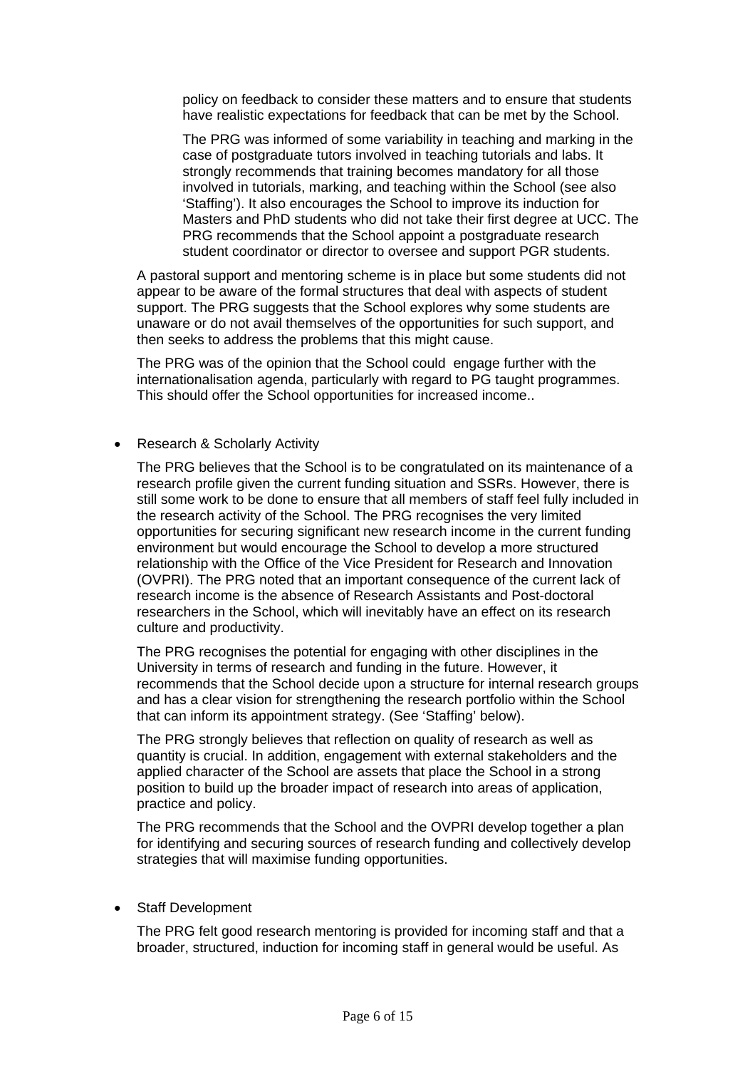policy on feedback to consider these matters and to ensure that students have realistic expectations for feedback that can be met by the School.

The PRG was informed of some variability in teaching and marking in the case of postgraduate tutors involved in teaching tutorials and labs. It strongly recommends that training becomes mandatory for all those involved in tutorials, marking, and teaching within the School (see also 'Staffing'). It also encourages the School to improve its induction for Masters and PhD students who did not take their first degree at UCC. The PRG recommends that the School appoint a postgraduate research student coordinator or director to oversee and support PGR students.

A pastoral support and mentoring scheme is in place but some students did not appear to be aware of the formal structures that deal with aspects of student support. The PRG suggests that the School explores why some students are unaware or do not avail themselves of the opportunities for such support, and then seeks to address the problems that this might cause.

The PRG was of the opinion that the School could engage further with the internationalisation agenda, particularly with regard to PG taught programmes. This should offer the School opportunities for increased income..

- Research & Scholarly Activity

The PRG believes that the School is to be congratulated on its maintenance of a research profile given the current funding situation and SSRs. However, there is still some work to be done to ensure that all members of staff feel fully included in the research activity of the School. The PRG recognises the very limited opportunities for securing significant new research income in the current funding environment but would encourage the School to develop a more structured relationship with the Office of the Vice President for Research and Innovation (OVPRI). The PRG noted that an important consequence of the current lack of research income is the absence of Research Assistants and Post-doctoral researchers in the School, which will inevitably have an effect on its research culture and productivity.

The PRG recognises the potential for engaging with other disciplines in the University in terms of research and funding in the future. However, it recommends that the School decide upon a structure for internal research groups and has a clear vision for strengthening the research portfolio within the School that can inform its appointment strategy. (See 'Staffing' below).

The PRG strongly believes that reflection on quality of research as well as quantity is crucial. In addition, engagement with external stakeholders and the applied character of the School are assets that place the School in a strong position to build up the broader impact of research into areas of application, practice and policy.

The PRG recommends that the School and the OVPRI develop together a plan for identifying and securing sources of research funding and collectively develop strategies that will maximise funding opportunities.

- Staff Development

The PRG felt good research mentoring is provided for incoming staff and that a broader, structured, induction for incoming staff in general would be useful. As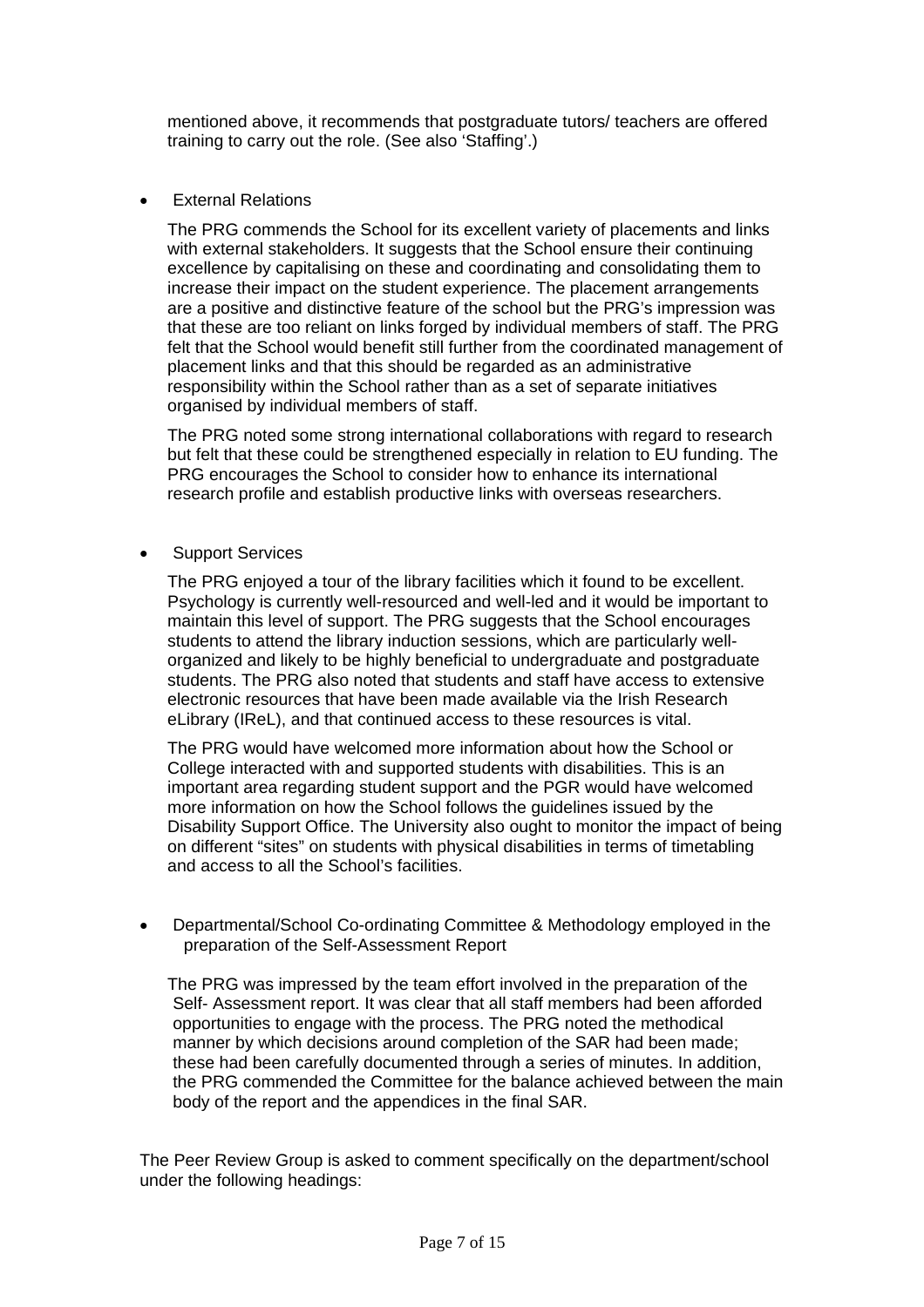mentioned above, it recommends that postgraduate tutors/ teachers are offered training to carry out the role. (See also 'Staffing'.)

- External Relations

  The PRG commends the School for its excellent variety of placements and links with external stakeholders. It suggests that the School ensure their continuing excellence by capitalising on these and coordinating and consolidating them to increase their impact on the student experience. The placement arrangements are a positive and distinctive feature of the school but the PRG's impression was that these are too reliant on links forged by individual members of staff. The PRG felt that the School would benefit still further from the coordinated management of placement links and that this should be regarded as an administrative responsibility within the School rather than as a set of separate initiatives organised by individual members of staff.

  The PRG noted some strong international collaborations with regard to research but felt that these could be strengthened especially in relation to EU funding. The PRG encourages the School to consider how to enhance its international research profile and establish productive links with overseas researchers.

- Support Services

  The PRG enjoyed a tour of the library facilities which it found to be excellent. Psychology is currently well-resourced and well-led and it would be important to maintain this level of support. The PRG suggests that the School encourages students to attend the library induction sessions, which are particularly well-organized and likely to be highly beneficial to undergraduate and postgraduate students. The PRG also noted that students and staff have access to extensive electronic resources that have been made available via the Irish Research eLibrary (IReL), and that continued access to these resources is vital.

  The PRG would have welcomed more information about how the School or College interacted with and supported students with disabilities. This is an important area regarding student support and the PGR would have welcomed more information on how the School follows the guidelines issued by the Disability Support Office. The University also ought to monitor the impact of being on different "sites" on students with physical disabilities in terms of timetabling and access to all the School's facilities.

- Departmental/School Co-ordinating Committee & Methodology employed in the preparation of the Self-Assessment Report

  The PRG was impressed by the team effort involved in the preparation of the Self- Assessment report. It was clear that all staff members had been afforded opportunities to engage with the process. The PRG noted the methodical manner by which decisions around completion of the SAR had been made; these had been carefully documented through a series of minutes. In addition, the PRG commended the Committee for the balance achieved between the main body of the report and the appendices in the final SAR.

The Peer Review Group is asked to comment specifically on the department/school under the following headings: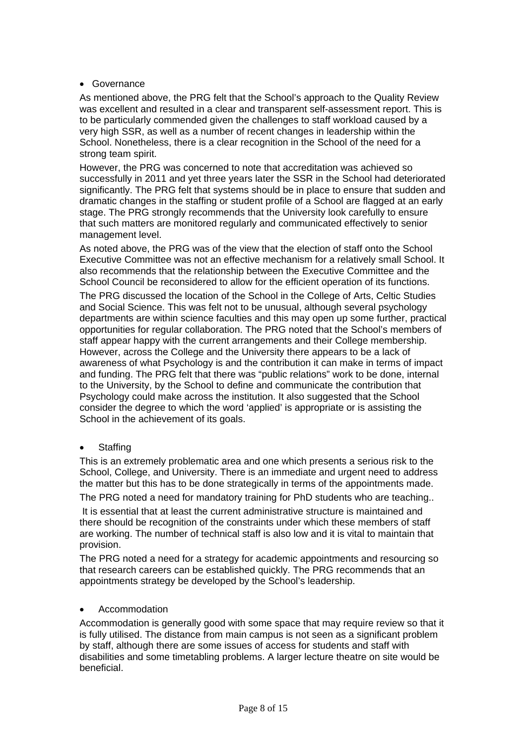- Governance

As mentioned above, the PRG felt that the School's approach to the Quality Review was excellent and resulted in a clear and transparent self-assessment report. This is to be particularly commended given the challenges to staff workload caused by a very high SSR, as well as a number of recent changes in leadership within the School. Nonetheless, there is a clear recognition in the School of the need for a strong team spirit.

However, the PRG was concerned to note that accreditation was achieved so successfully in 2011 and yet three years later the SSR in the School had deteriorated significantly. The PRG felt that systems should be in place to ensure that sudden and dramatic changes in the staffing or student profile of a School are flagged at an early stage. The PRG strongly recommends that the University look carefully to ensure that such matters are monitored regularly and communicated effectively to senior management level.

As noted above, the PRG was of the view that the election of staff onto the School Executive Committee was not an effective mechanism for a relatively small School. It also recommends that the relationship between the Executive Committee and the School Council be reconsidered to allow for the efficient operation of its functions.

The PRG discussed the location of the School in the College of Arts, Celtic Studies and Social Science. This was felt not to be unusual, although several psychology departments are within science faculties and this may open up some further, practical opportunities for regular collaboration. The PRG noted that the School's members of staff appear happy with the current arrangements and their College membership. However, across the College and the University there appears to be a lack of awareness of what Psychology is and the contribution it can make in terms of impact and funding. The PRG felt that there was "public relations" work to be done, internal to the University, by the School to define and communicate the contribution that Psychology could make across the institution. It also suggested that the School consider the degree to which the word 'applied' is appropriate or is assisting the School in the achievement of its goals.

- Staffing

This is an extremely problematic area and one which presents a serious risk to the School, College, and University. There is an immediate and urgent need to address the matter but this has to be done strategically in terms of the appointments made.

The PRG noted a need for mandatory training for PhD students who are teaching..

It is essential that at least the current administrative structure is maintained and there should be recognition of the constraints under which these members of staff are working. The number of technical staff is also low and it is vital to maintain that provision.

The PRG noted a need for a strategy for academic appointments and resourcing so that research careers can be established quickly. The PRG recommends that an appointments strategy be developed by the School's leadership.

- Accommodation

Accommodation is generally good with some space that may require review so that it is fully utilised. The distance from main campus is not seen as a significant problem by staff, although there are some issues of access for students and staff with disabilities and some timetabling problems. A larger lecture theatre on site would be beneficial.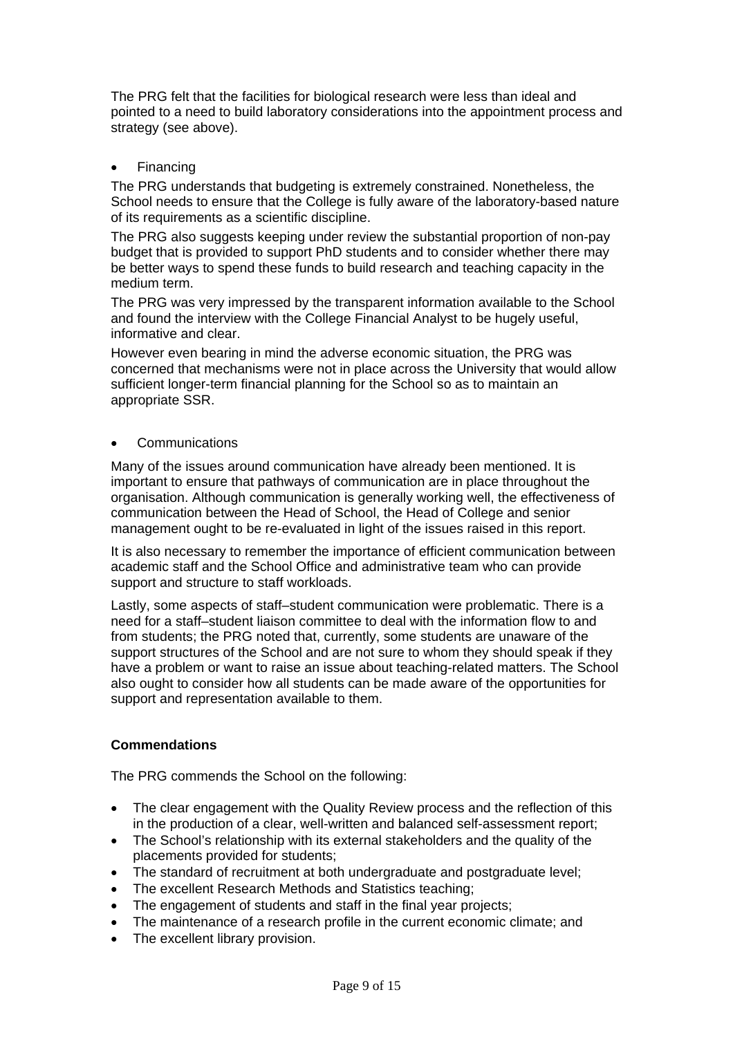The PRG felt that the facilities for biological research were less than ideal and pointed to a need to build laboratory considerations into the appointment process and strategy (see above).

- Financing

The PRG understands that budgeting is extremely constrained. Nonetheless, the School needs to ensure that the College is fully aware of the laboratory-based nature of its requirements as a scientific discipline.

The PRG also suggests keeping under review the substantial proportion of non-pay budget that is provided to support PhD students and to consider whether there may be better ways to spend these funds to build research and teaching capacity in the medium term.

The PRG was very impressed by the transparent information available to the School and found the interview with the College Financial Analyst to be hugely useful, informative and clear.

However even bearing in mind the adverse economic situation, the PRG was concerned that mechanisms were not in place across the University that would allow sufficient longer-term financial planning for the School so as to maintain an appropriate SSR.

- Communications

Many of the issues around communication have already been mentioned. It is important to ensure that pathways of communication are in place throughout the organisation. Although communication is generally working well, the effectiveness of communication between the Head of School, the Head of College and senior management ought to be re-evaluated in light of the issues raised in this report.

It is also necessary to remember the importance of efficient communication between academic staff and the School Office and administrative team who can provide support and structure to staff workloads.

Lastly, some aspects of staff–student communication were problematic. There is a need for a staff–student liaison committee to deal with the information flow to and from students; the PRG noted that, currently, some students are unaware of the support structures of the School and are not sure to whom they should speak if they have a problem or want to raise an issue about teaching-related matters. The School also ought to consider how all students can be made aware of the opportunities for support and representation available to them.

**Commendations**

The PRG commends the School on the following:

- The clear engagement with the Quality Review process and the reflection of this in the production of a clear, well-written and balanced self-assessment report;
- The School's relationship with its external stakeholders and the quality of the placements provided for students;
- The standard of recruitment at both undergraduate and postgraduate level;
- The excellent Research Methods and Statistics teaching;
- The engagement of students and staff in the final year projects;
- The maintenance of a research profile in the current economic climate; and
- The excellent library provision.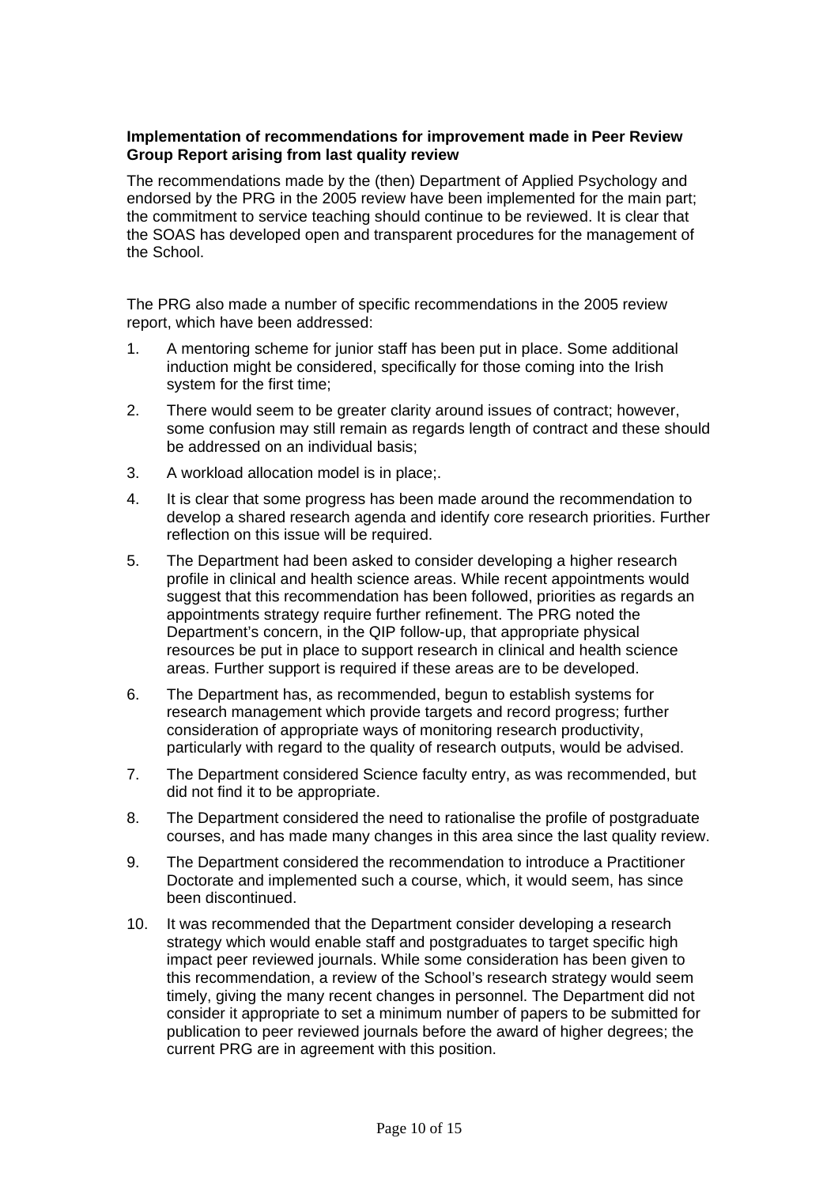**Implementation of recommendations for improvement made in Peer Review Group Report arising from last quality review**

The recommendations made by the (then) Department of Applied Psychology and endorsed by the PRG in the 2005 review have been implemented for the main part; the commitment to service teaching should continue to be reviewed. It is clear that the SOAS has developed open and transparent procedures for the management of the School.

The PRG also made a number of specific recommendations in the 2005 review report, which have been addressed:

1. A mentoring scheme for junior staff has been put in place. Some additional induction might be considered, specifically for those coming into the Irish system for the first time;
2. There would seem to be greater clarity around issues of contract; however, some confusion may still remain as regards length of contract and these should be addressed on an individual basis;
3. A workload allocation model is in place;.
4. It is clear that some progress has been made around the recommendation to develop a shared research agenda and identify core research priorities. Further reflection on this issue will be required.
5. The Department had been asked to consider developing a higher research profile in clinical and health science areas. While recent appointments would suggest that this recommendation has been followed, priorities as regards an appointments strategy require further refinement. The PRG noted the Department's concern, in the QIP follow-up, that appropriate physical resources be put in place to support research in clinical and health science areas. Further support is required if these areas are to be developed.
6. The Department has, as recommended, begun to establish systems for research management which provide targets and record progress; further consideration of appropriate ways of monitoring research productivity, particularly with regard to the quality of research outputs, would be advised.
7. The Department considered Science faculty entry, as was recommended, but did not find it to be appropriate.
8. The Department considered the need to rationalise the profile of postgraduate courses, and has made many changes in this area since the last quality review.
9. The Department considered the recommendation to introduce a Practitioner Doctorate and implemented such a course, which, it would seem, has since been discontinued.
10. It was recommended that the Department consider developing a research strategy which would enable staff and postgraduates to target specific high impact peer reviewed journals. While some consideration has been given to this recommendation, a review of the School's research strategy would seem timely, giving the many recent changes in personnel. The Department did not consider it appropriate to set a minimum number of papers to be submitted for publication to peer reviewed journals before the award of higher degrees; the current PRG are in agreement with this position.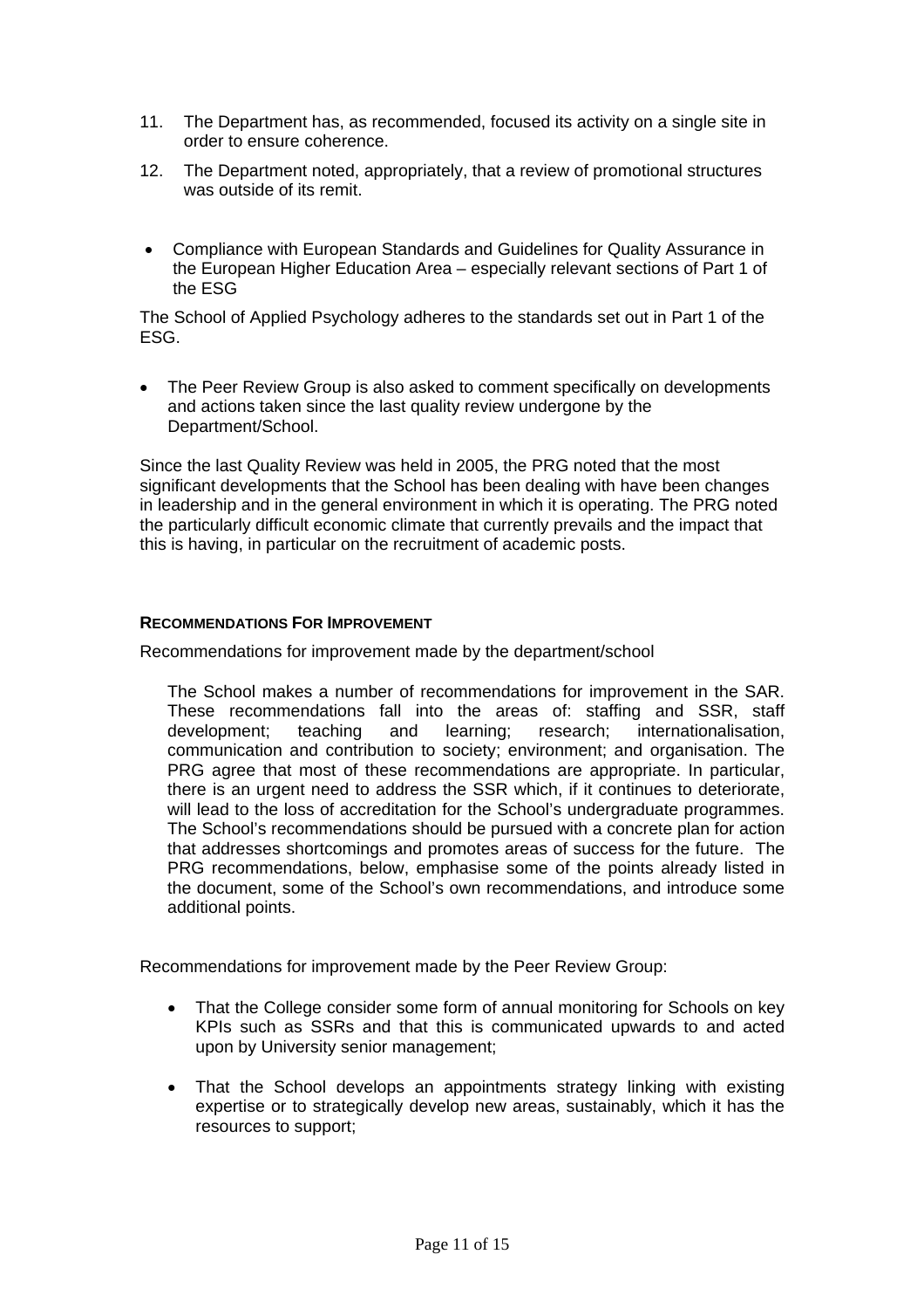11. The Department has, as recommended, focused its activity on a single site in order to ensure coherence.
12. The Department noted, appropriately, that a review of promotional structures was outside of its remit.

- Compliance with European Standards and Guidelines for Quality Assurance in the European Higher Education Area – especially relevant sections of Part 1 of the ESG

The School of Applied Psychology adheres to the standards set out in Part 1 of the ESG.

- The Peer Review Group is also asked to comment specifically on developments and actions taken since the last quality review undergone by the Department/School.

Since the last Quality Review was held in 2005, the PRG noted that the most significant developments that the School has been dealing with have been changes in leadership and in the general environment in which it is operating. The PRG noted the particularly difficult economic climate that currently prevails and the impact that this is having, in particular on the recruitment of academic posts.

### RECOMMENDATIONS FOR IMPROVEMENT

Recommendations for improvement made by the department/school

> The School makes a number of recommendations for improvement in the SAR. These recommendations fall into the areas of: staffing and SSR, staff development; teaching and learning; research; internationalisation, communication and contribution to society; environment; and organisation. The PRG agree that most of these recommendations are appropriate. In particular, there is an urgent need to address the SSR which, if it continues to deteriorate, will lead to the loss of accreditation for the School's undergraduate programmes. The School's recommendations should be pursued with a concrete plan for action that addresses shortcomings and promotes areas of success for the future. The PRG recommendations, below, emphasise some of the points already listed in the document, some of the School's own recommendations, and introduce some additional points.

Recommendations for improvement made by the Peer Review Group:

- That the College consider some form of annual monitoring for Schools on key KPIs such as SSRs and that this is communicated upwards to and acted upon by University senior management;
- That the School develops an appointments strategy linking with existing expertise or to strategically develop new areas, sustainably, which it has the resources to support;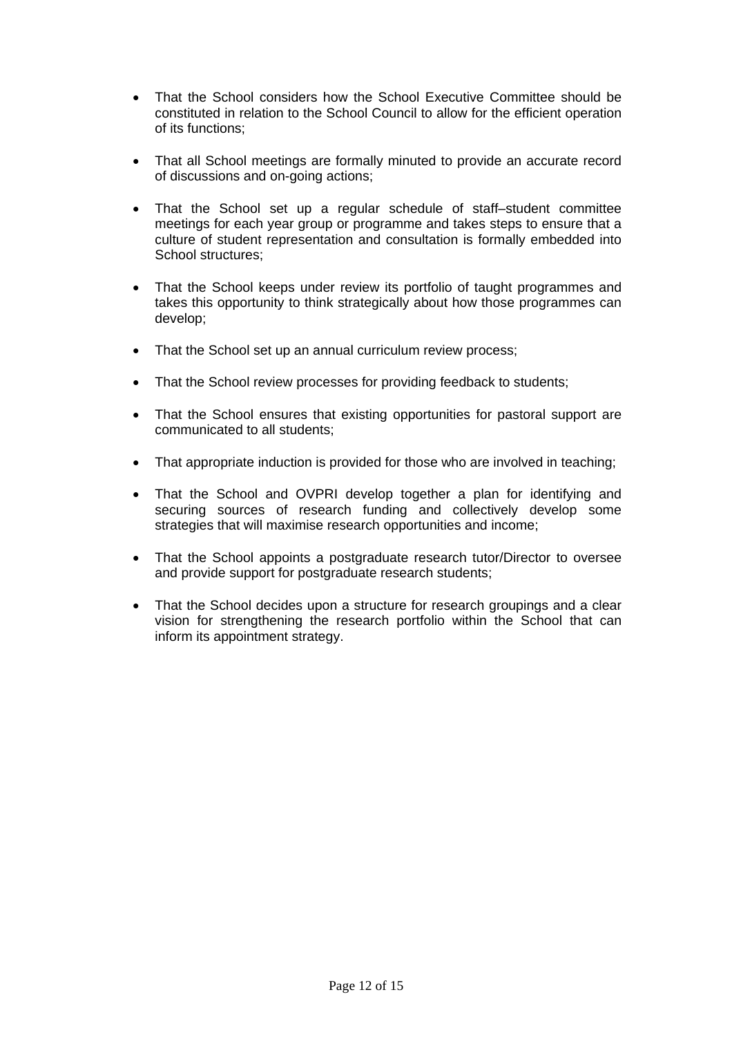- That the School considers how the School Executive Committee should be constituted in relation to the School Council to allow for the efficient operation of its functions;

- That all School meetings are formally minuted to provide an accurate record of discussions and on-going actions;

- That the School set up a regular schedule of staff–student committee meetings for each year group or programme and takes steps to ensure that a culture of student representation and consultation is formally embedded into School structures;

- That the School keeps under review its portfolio of taught programmes and takes this opportunity to think strategically about how those programmes can develop;

- That the School set up an annual curriculum review process;

- That the School review processes for providing feedback to students;

- That the School ensures that existing opportunities for pastoral support are communicated to all students;

- That appropriate induction is provided for those who are involved in teaching;

- That the School and OVPRI develop together a plan for identifying and securing sources of research funding and collectively develop some strategies that will maximise research opportunities and income;

- That the School appoints a postgraduate research tutor/Director to oversee and provide support for postgraduate research students;

- That the School decides upon a structure for research groupings and a clear vision for strengthening the research portfolio within the School that can inform its appointment strategy.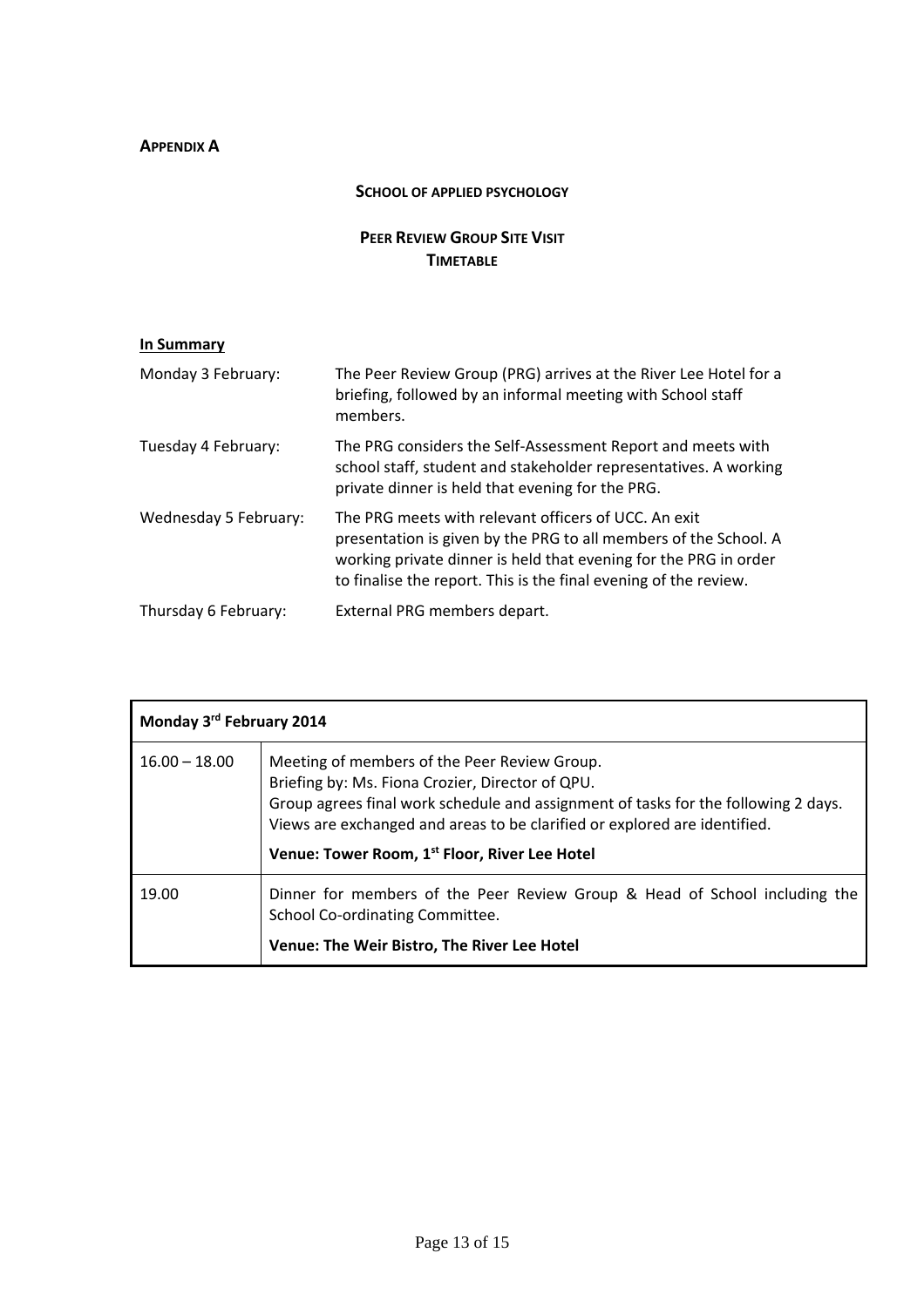**APPENDIX A**

**SCHOOL OF APPLIED PSYCHOLOGY**

**PEER REVIEW GROUP SITE VISIT TIMETABLE**

**In Summary**

| | |
|---|---|
| Monday 3 February: | The Peer Review Group (PRG) arrives at the River Lee Hotel for a briefing, followed by an informal meeting with School staff members. |
| Tuesday 4 February: | The PRG considers the Self-Assessment Report and meets with school staff, student and stakeholder representatives. A working private dinner is held that evening for the PRG. |
| Wednesday 5 February: | The PRG meets with relevant officers of UCC. An exit presentation is given by the PRG to all members of the School. A working private dinner is held that evening for the PRG in order to finalise the report. This is the final evening of the review. |
| Thursday 6 February: | External PRG members depart. |

| **Monday 3rd February 2014** | |
|---|---|
| 16.00 – 18.00 | Meeting of members of the Peer Review Group.<br>Briefing by: Ms. Fiona Crozier, Director of QPU.<br>Group agrees final work schedule and assignment of tasks for the following 2 days.<br>Views are exchanged and areas to be clarified or explored are identified.<br>**Venue: Tower Room, 1st Floor, River Lee Hotel** |
| 19.00 | Dinner for members of the Peer Review Group & Head of School including the School Co-ordinating Committee.<br>**Venue: The Weir Bistro, The River Lee Hotel** |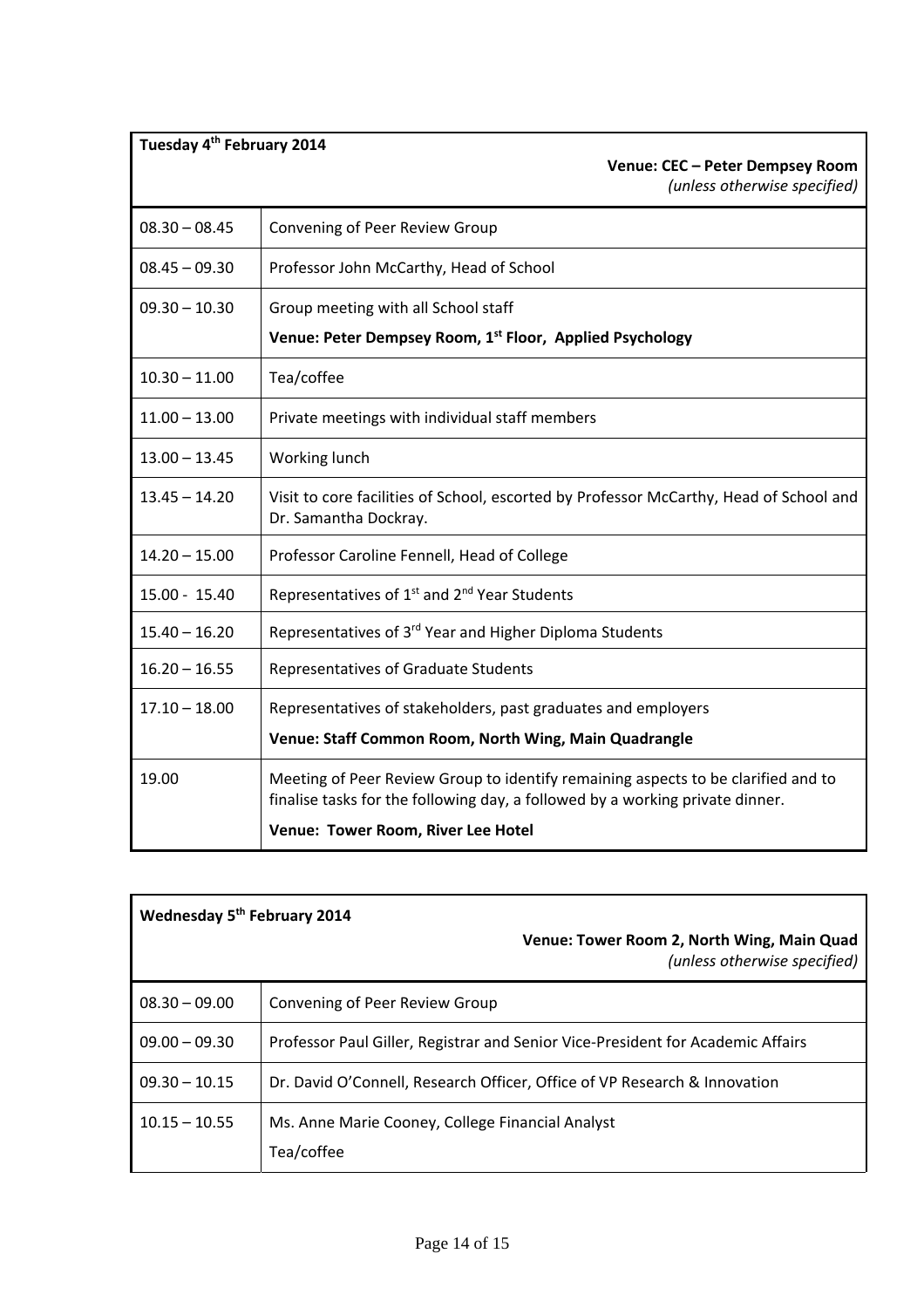| **Tuesday 4th February 2014** | **Venue: CEC – Peter Dempsey Room** *(unless otherwise specified)* |
|---|---|
| 08.30 – 08.45 | Convening of Peer Review Group |
| 08.45 – 09.30 | Professor John McCarthy, Head of School |
| 09.30 – 10.30 | Group meeting with all School staff<br>**Venue: Peter Dempsey Room, 1st Floor, Applied Psychology** |
| 10.30 – 11.00 | Tea/coffee |
| 11.00 – 13.00 | Private meetings with individual staff members |
| 13.00 – 13.45 | Working lunch |
| 13.45 – 14.20 | Visit to core facilities of School, escorted by Professor McCarthy, Head of School and Dr. Samantha Dockray. |
| 14.20 – 15.00 | Professor Caroline Fennell, Head of College |
| 15.00 - 15.40 | Representatives of 1st and 2nd Year Students |
| 15.40 – 16.20 | Representatives of 3rd Year and Higher Diploma Students |
| 16.20 – 16.55 | Representatives of Graduate Students |
| 17.10 – 18.00 | Representatives of stakeholders, past graduates and employers<br>**Venue: Staff Common Room, North Wing, Main Quadrangle** |
| 19.00 | Meeting of Peer Review Group to identify remaining aspects to be clarified and to finalise tasks for the following day, a followed by a working private dinner.<br>**Venue: Tower Room, River Lee Hotel** |

| **Wednesday 5th February 2014** | **Venue: Tower Room 2, North Wing, Main Quad** *(unless otherwise specified)* |
|---|---|
| 08.30 – 09.00 | Convening of Peer Review Group |
| 09.00 – 09.30 | Professor Paul Giller, Registrar and Senior Vice-President for Academic Affairs |
| 09.30 – 10.15 | Dr. David O'Connell, Research Officer, Office of VP Research & Innovation |
| 10.15 – 10.55 | Ms. Anne Marie Cooney, College Financial Analyst<br>Tea/coffee |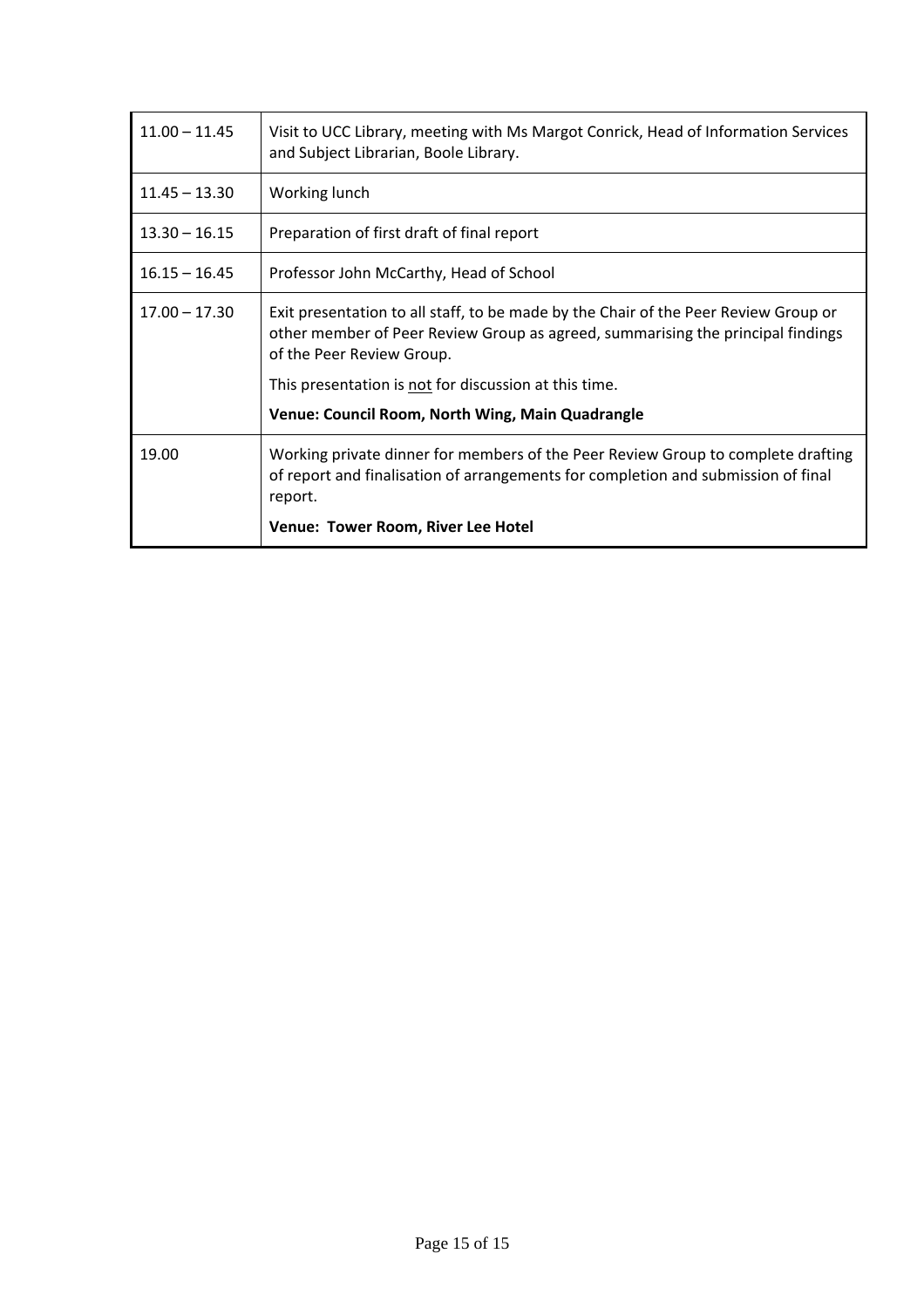| | |
|---|---|
| 11.00 – 11.45 | Visit to UCC Library, meeting with Ms Margot Conrick, Head of Information Services and Subject Librarian, Boole Library. |
| 11.45 – 13.30 | Working lunch |
| 13.30 – 16.15 | Preparation of first draft of final report |
| 16.15 – 16.45 | Professor John McCarthy, Head of School |
| 17.00 – 17.30 | Exit presentation to all staff, to be made by the Chair of the Peer Review Group or other member of Peer Review Group as agreed, summarising the principal findings of the Peer Review Group.<br><br>This presentation is not for discussion at this time.<br><br>**Venue: Council Room, North Wing, Main Quadrangle** |
| 19.00 | Working private dinner for members of the Peer Review Group to complete drafting of report and finalisation of arrangements for completion and submission of final report.<br><br>**Venue: Tower Room, River Lee Hotel** |